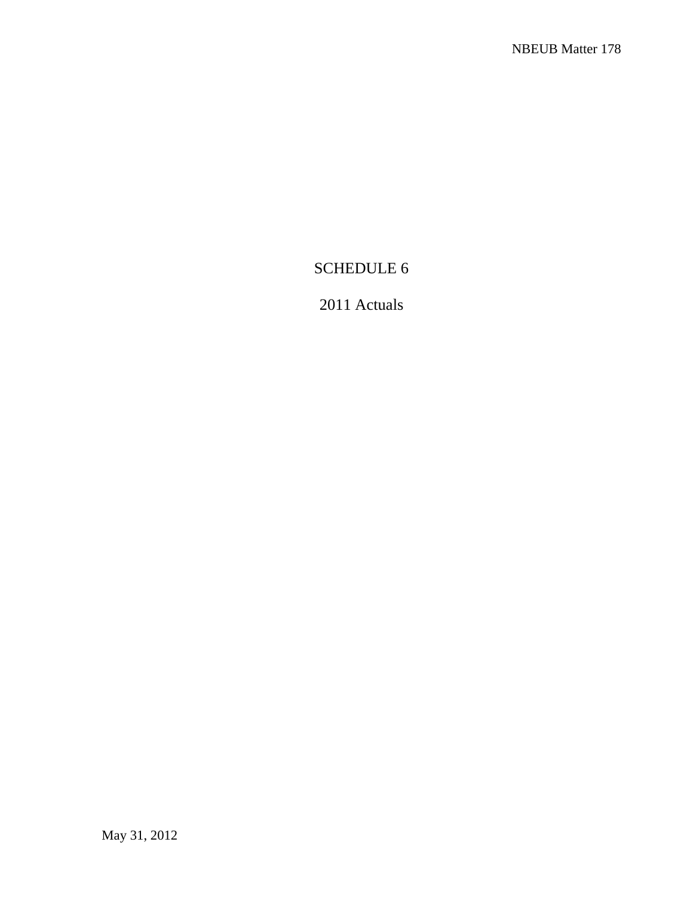# SCHEDULE 6

## 2011 Actuals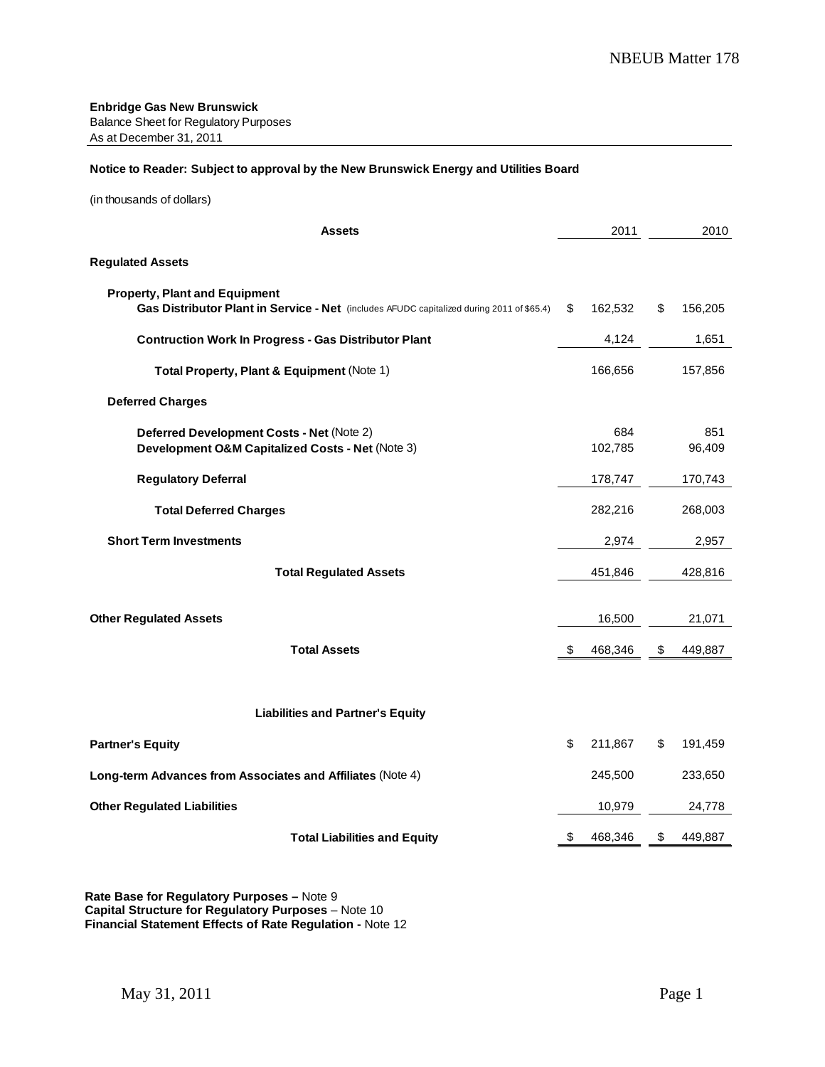**Enbridge Gas New Brunswick**
Balance Sheet for Regulatory Purposes
As at December 31, 2011

**Notice to Reader: Subject to approval by the New Brunswick Energy and Utilities Board**

(in thousands of dollars)

| **Assets** | 2011 | 2010 |
|---|---|---|
| **Regulated Assets** | | |
| **Property, Plant and Equipment** | | |
| **Gas Distributor Plant in Service - Net** (includes AFUDC capitalized during 2011 of $65.4) | $ 162,532 | $ 156,205 |
| **Contruction Work In Progress - Gas Distributor Plant** | 4,124 | 1,651 |
| **Total Property, Plant & Equipment** (Note 1) | 166,656 | 157,856 |
| **Deferred Charges** | | |
| **Deferred Development Costs - Net** (Note 2) | 684 | 851 |
| **Development O&M Capitalized Costs - Net** (Note 3) | 102,785 | 96,409 |
| **Regulatory Deferral** | 178,747 | 170,743 |
| **Total Deferred Charges** | 282,216 | 268,003 |
| **Short Term Investments** | 2,974 | 2,957 |
| **Total Regulated Assets** | 451,846 | 428,816 |
| **Other Regulated Assets** | 16,500 | 21,071 |
| **Total Assets** | $ 468,346 | $ 449,887 |

| **Liabilities and Partner's Equity** | 2011 | 2010 |
|---|---|---|
| **Partner's Equity** | $ 211,867 | $ 191,459 |
| **Long-term Advances from Associates and Affiliates** (Note 4) | 245,500 | 233,650 |
| **Other Regulated Liabilities** | 10,979 | 24,778 |
| **Total Liabilities and Equity** | $ 468,346 | $ 449,887 |

**Rate Base for Regulatory Purposes –** Note 9
**Capital Structure for Regulatory Purposes** – Note 10
**Financial Statement Effects of Rate Regulation -** Note 12

May 31, 2011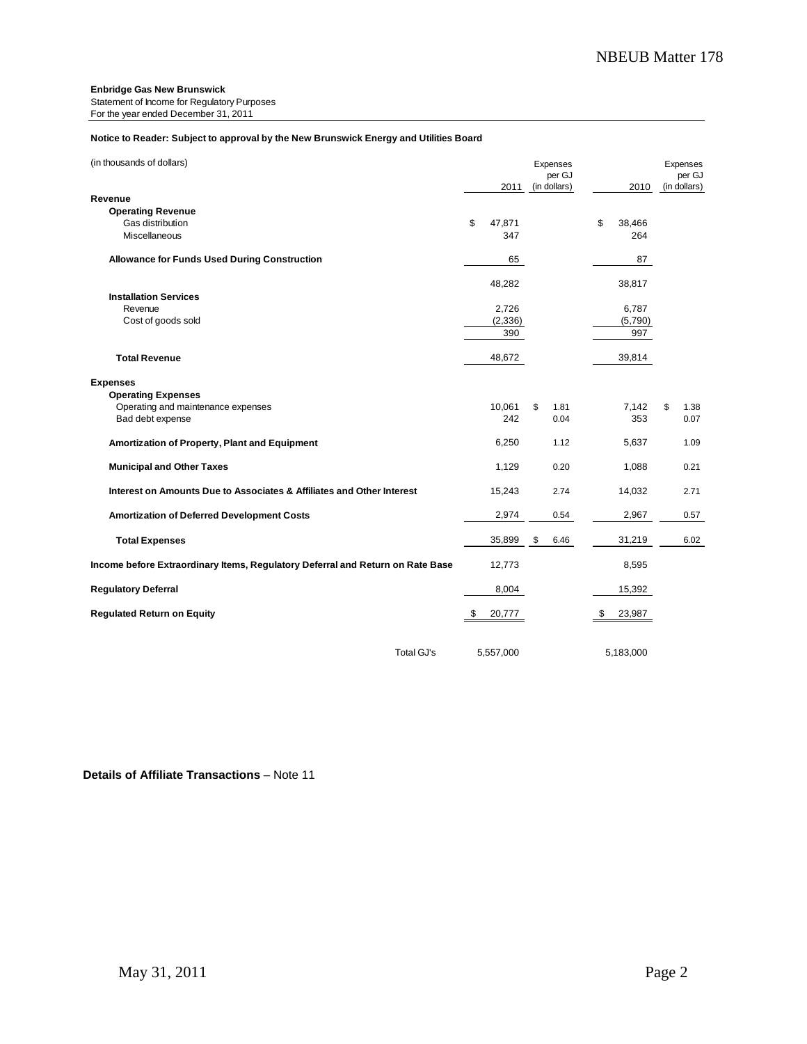**Enbridge Gas New Brunswick**
Statement of Income for Regulatory Purposes
For the year ended December 31, 2011

**Notice to Reader: Subject to approval by the New Brunswick Energy and Utilities Board**

| (in thousands of dollars) | 2011 | Expenses per GJ (in dollars) | 2010 | Expenses per GJ (in dollars) |
|---|---|---|---|---|
| **Revenue** | | | | |
| **Operating Revenue** | | | | |
| Gas distribution | $ 47,871 | | $ 38,466 | |
| Miscellaneous | 347 | | 264 | |
| **Allowance for Funds Used During Construction** | 65 | | 87 | |
| | 48,282 | | 38,817 | |
| **Installation Services** | | | | |
| Revenue | 2,726 | | 6,787 | |
| Cost of goods sold | (2,336) | | (5,790) | |
| | 390 | | 997 | |
| **Total Revenue** | 48,672 | | 39,814 | |
| **Expenses** | | | | |
| **Operating Expenses** | | | | |
| Operating and maintenance expenses | 10,061 | $ 1.81 | 7,142 | $ 1.38 |
| Bad debt expense | 242 | 0.04 | 353 | 0.07 |
| **Amortization of Property, Plant and Equipment** | 6,250 | 1.12 | 5,637 | 1.09 |
| **Municipal and Other Taxes** | 1,129 | 0.20 | 1,088 | 0.21 |
| **Interest on Amounts Due to Associates & Affiliates and Other Interest** | 15,243 | 2.74 | 14,032 | 2.71 |
| **Amortization of Deferred Development Costs** | 2,974 | 0.54 | 2,967 | 0.57 |
| **Total Expenses** | 35,899 | $ 6.46 | 31,219 | 6.02 |
| **Income before Extraordinary Items, Regulatory Deferral and Return on Rate Base** | 12,773 | | 8,595 | |
| **Regulatory Deferral** | 8,004 | | 15,392 | |
| **Regulated Return on Equity** | $ 20,777 | | $ 23,987 | |
| Total GJ's | 5,557,000 | | 5,183,000 | |

**Details of Affiliate Transactions** – Note 11

May 31, 2011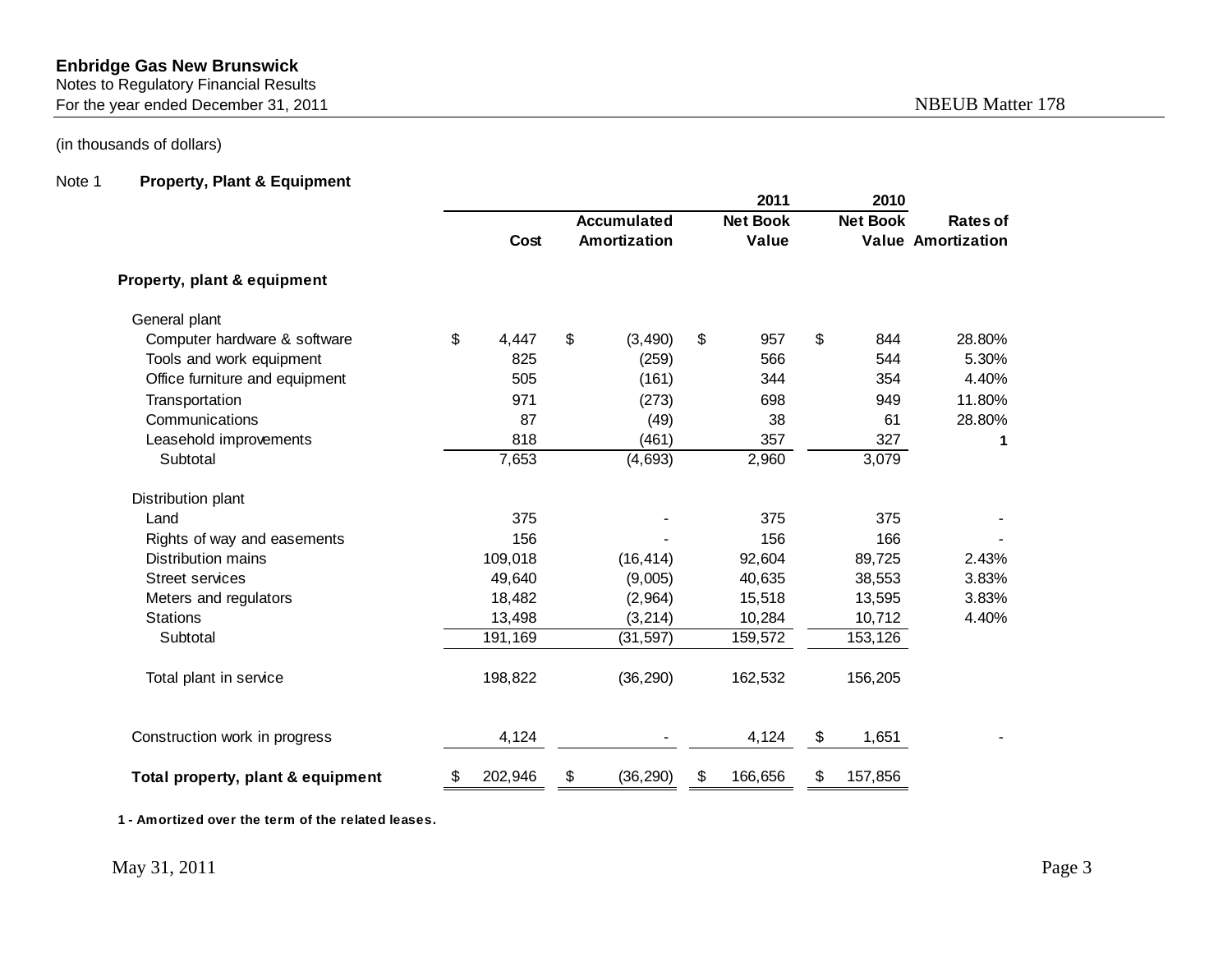**Enbridge Gas New Brunswick**
Notes to Regulatory Financial Results
For the year ended December 31, 2011

NBEUB Matter 178

(in thousands of dollars)

Note 1 **Property, Plant & Equipment**

| | Cost | Accumulated Amortization | 2011 Net Book Value | 2010 Net Book Value | Rates of Amortization |
|---|---|---|---|---|---|
| **Property, plant & equipment** | | | | | |
| General plant | | | | | |
| Computer hardware & software | $ 4,447 | $ (3,490) | $ 957 | $ 844 | 28.80% |
| Tools and work equipment | 825 | (259) | 566 | 544 | 5.30% |
| Office furniture and equipment | 505 | (161) | 344 | 354 | 4.40% |
| Transportation | 971 | (273) | 698 | 949 | 11.80% |
| Communications | 87 | (49) | 38 | 61 | 28.80% |
| Leasehold improvements | 818 | (461) | 357 | 327 | 1 |
| Subtotal | 7,653 | (4,693) | 2,960 | 3,079 | |
| Distribution plant | | | | | |
| Land | 375 | - | 375 | 375 | - |
| Rights of way and easements | 156 | - | 156 | 166 | - |
| Distribution mains | 109,018 | (16,414) | 92,604 | 89,725 | 2.43% |
| Street services | 49,640 | (9,005) | 40,635 | 38,553 | 3.83% |
| Meters and regulators | 18,482 | (2,964) | 15,518 | 13,595 | 3.83% |
| Stations | 13,498 | (3,214) | 10,284 | 10,712 | 4.40% |
| Subtotal | 191,169 | (31,597) | 159,572 | 153,126 | |
| Total plant in service | 198,822 | (36,290) | 162,532 | 156,205 | |
| Construction work in progress | 4,124 | - | 4,124 | $ 1,651 | - |
| **Total property, plant & equipment** | $ 202,946 | $ (36,290) | $ 166,656 | $ 157,856 | |

**1 - Amortized over the term of the related leases.**

May 31, 2011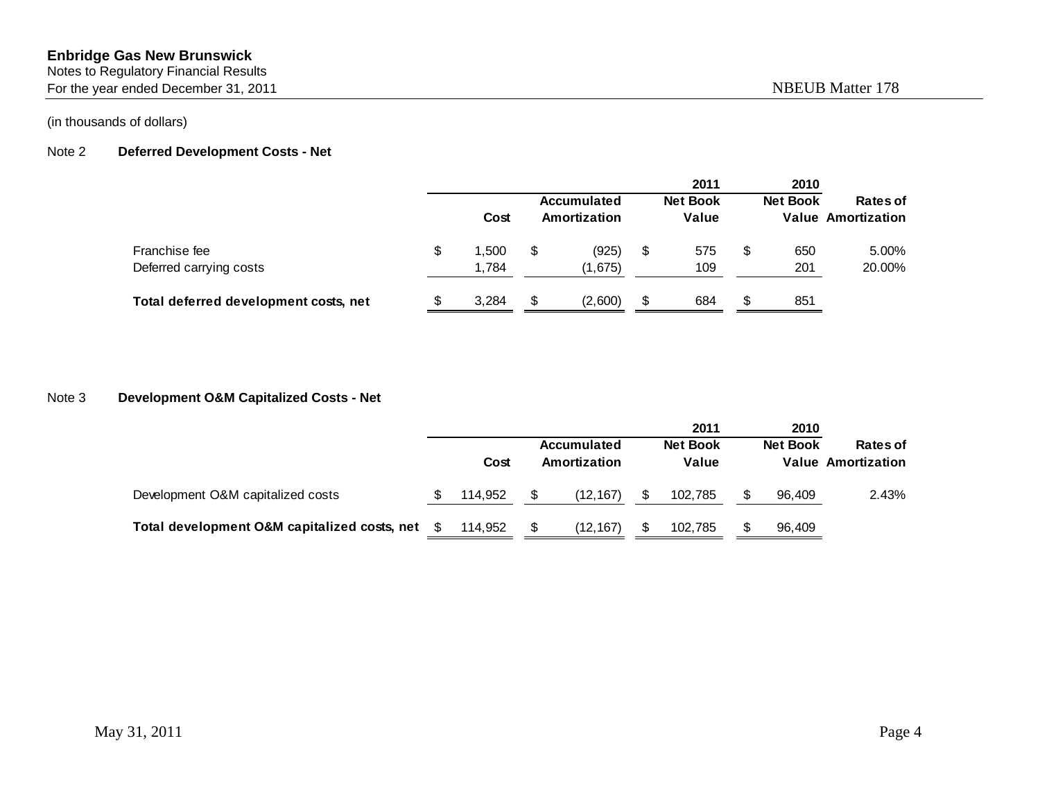(in thousands of dollars)

## Note 2 Deferred Development Costs - Net

| | Cost | Accumulated Amortization | 2011 Net Book Value | 2010 Net Book Value | Rates of Amortization |
|---|---|---|---|---|---|
| Franchise fee | $ 1,500 | $ (925) | $ 575 | $ 650 | 5.00% |
| Deferred carrying costs | 1,784 | (1,675) | 109 | 201 | 20.00% |
| **Total deferred development costs, net** | $ 3,284 | $ (2,600) | $ 684 | $ 851 | |

## Note 3 Development O&M Capitalized Costs - Net

| | Cost | Accumulated Amortization | 2011 Net Book Value | 2010 Net Book Value | Rates of Amortization |
|---|---|---|---|---|---|
| Development O&M capitalized costs | $ 114,952 | $ (12,167) | $ 102,785 | $ 96,409 | 2.43% |
| **Total development O&M capitalized costs, net** | $ 114,952 | $ (12,167) | $ 102,785 | $ 96,409 | |

May 31, 2011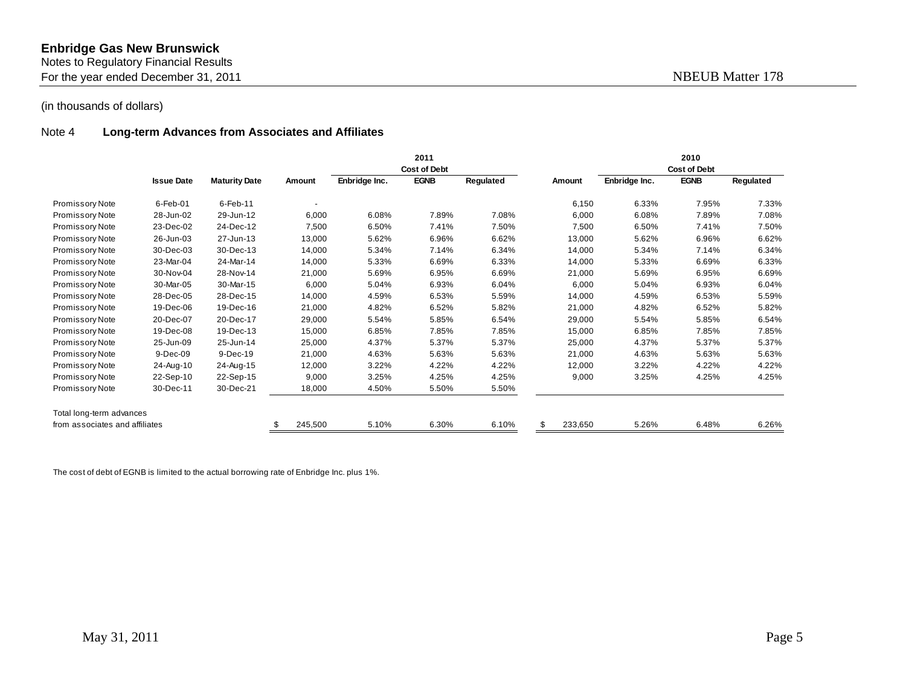**Enbridge Gas New Brunswick**
Notes to Regulatory Financial Results
For the year ended December 31, 2011

NBEUB Matter 178

(in thousands of dollars)

## Note 4 Long-term Advances from Associates and Affiliates

| | Issue Date | Maturity Date | 2011 Amount | 2011 Cost of Debt Enbridge Inc. | 2011 Cost of Debt EGNB | 2011 Cost of Debt Regulated | 2010 Amount | 2010 Cost of Debt Enbridge Inc. | 2010 Cost of Debt EGNB | 2010 Cost of Debt Regulated |
|---|---|---|---|---|---|---|---|---|---|---|
| Promissory Note | 6-Feb-01 | 6-Feb-11 | - | | | | 6,150 | 6.33% | 7.95% | 7.33% |
| Promissory Note | 28-Jun-02 | 29-Jun-12 | 6,000 | 6.08% | 7.89% | 7.08% | 6,000 | 6.08% | 7.89% | 7.08% |
| Promissory Note | 23-Dec-02 | 24-Dec-12 | 7,500 | 6.50% | 7.41% | 7.50% | 7,500 | 6.50% | 7.41% | 7.50% |
| Promissory Note | 26-Jun-03 | 27-Jun-13 | 13,000 | 5.62% | 6.96% | 6.62% | 13,000 | 5.62% | 6.96% | 6.62% |
| Promissory Note | 30-Dec-03 | 30-Dec-13 | 14,000 | 5.34% | 7.14% | 6.34% | 14,000 | 5.34% | 7.14% | 6.34% |
| Promissory Note | 23-Mar-04 | 24-Mar-14 | 14,000 | 5.33% | 6.69% | 6.33% | 14,000 | 5.33% | 6.69% | 6.33% |
| Promissory Note | 30-Nov-04 | 28-Nov-14 | 21,000 | 5.69% | 6.95% | 6.69% | 21,000 | 5.69% | 6.95% | 6.69% |
| Promissory Note | 30-Mar-05 | 30-Mar-15 | 6,000 | 5.04% | 6.93% | 6.04% | 6,000 | 5.04% | 6.93% | 6.04% |
| Promissory Note | 28-Dec-05 | 28-Dec-15 | 14,000 | 4.59% | 6.53% | 5.59% | 14,000 | 4.59% | 6.53% | 5.59% |
| Promissory Note | 19-Dec-06 | 19-Dec-16 | 21,000 | 4.82% | 6.52% | 5.82% | 21,000 | 4.82% | 6.52% | 5.82% |
| Promissory Note | 20-Dec-07 | 20-Dec-17 | 29,000 | 5.54% | 5.85% | 6.54% | 29,000 | 5.54% | 5.85% | 6.54% |
| Promissory Note | 19-Dec-08 | 19-Dec-13 | 15,000 | 6.85% | 7.85% | 7.85% | 15,000 | 6.85% | 7.85% | 7.85% |
| Promissory Note | 25-Jun-09 | 25-Jun-14 | 25,000 | 4.37% | 5.37% | 5.37% | 25,000 | 4.37% | 5.37% | 5.37% |
| Promissory Note | 9-Dec-09 | 9-Dec-19 | 21,000 | 4.63% | 5.63% | 5.63% | 21,000 | 4.63% | 5.63% | 5.63% |
| Promissory Note | 24-Aug-10 | 24-Aug-15 | 12,000 | 3.22% | 4.22% | 4.22% | 12,000 | 3.22% | 4.22% | 4.22% |
| Promissory Note | 22-Sep-10 | 22-Sep-15 | 9,000 | 3.25% | 4.25% | 4.25% | 9,000 | 3.25% | 4.25% | 4.25% |
| Promissory Note | 30-Dec-11 | 30-Dec-21 | 18,000 | 4.50% | 5.50% | 5.50% | | | | |
| Total long-term advances from associates and affiliates | | | $ 245,500 | 5.10% | 6.30% | 6.10% | $ 233,650 | 5.26% | 6.48% | 6.26% |

The cost of debt of EGNB is limited to the actual borrowing rate of Enbridge Inc. plus 1%.

May 31, 2011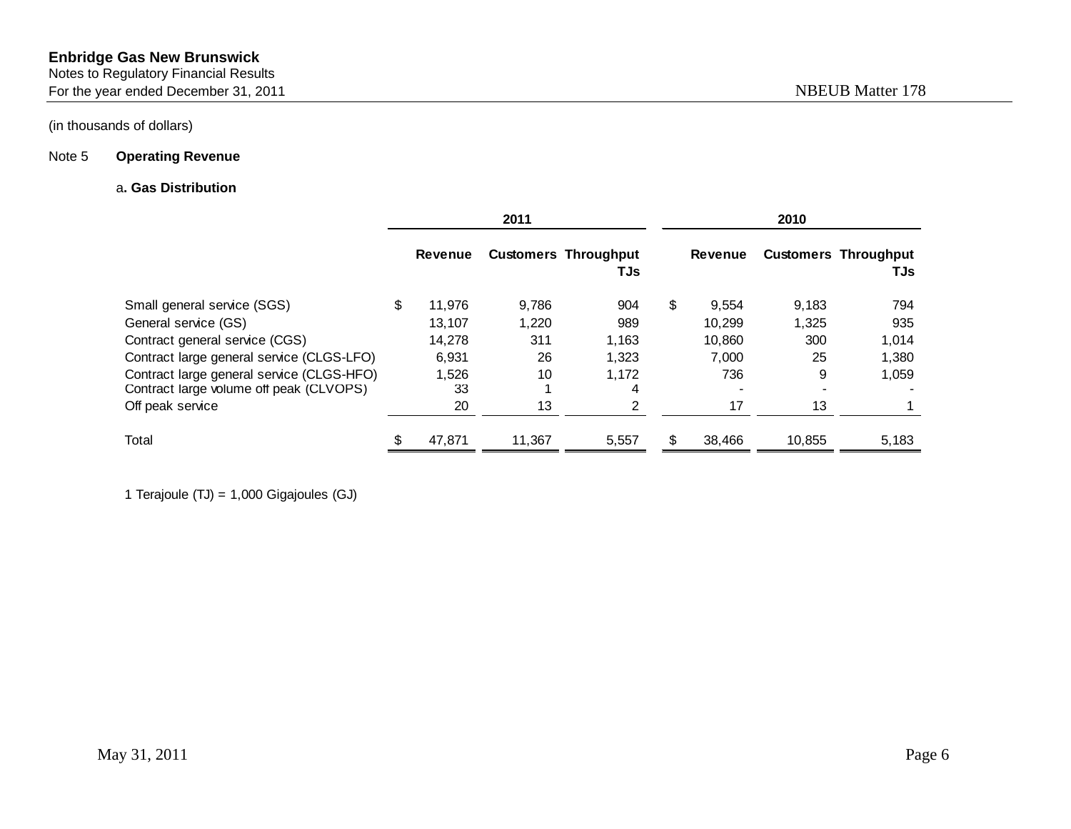**Enbridge Gas New Brunswick**
Notes to Regulatory Financial Results
For the year ended December 31, 2011 NBEUB Matter 178

(in thousands of dollars)

Note 5 **Operating Revenue**

a**. Gas Distribution**

| | 2011 | | | 2010 | | |
|---|---|---|---|---|---|---|
| | Revenue | Customers | Throughput TJs | Revenue | Customers | Throughput TJs |
| Small general service (SGS) | $ 11,976 | 9,786 | 904 | $ 9,554 | 9,183 | 794 |
| General service (GS) | 13,107 | 1,220 | 989 | 10,299 | 1,325 | 935 |
| Contract general service (CGS) | 14,278 | 311 | 1,163 | 10,860 | 300 | 1,014 |
| Contract large general service (CLGS-LFO) | 6,931 | 26 | 1,323 | 7,000 | 25 | 1,380 |
| Contract large general service (CLGS-HFO) | 1,526 | 10 | 1,172 | 736 | 9 | 1,059 |
| Contract large volume off peak (CLVOPS) | 33 | 1 | 4 | - | - | - |
| Off peak service | 20 | 13 | 2 | 17 | 13 | 1 |
| Total | $ 47,871 | 11,367 | 5,557 | $ 38,466 | 10,855 | 5,183 |

1 Terajoule (TJ) = 1,000 Gigajoules (GJ)

May 31, 2011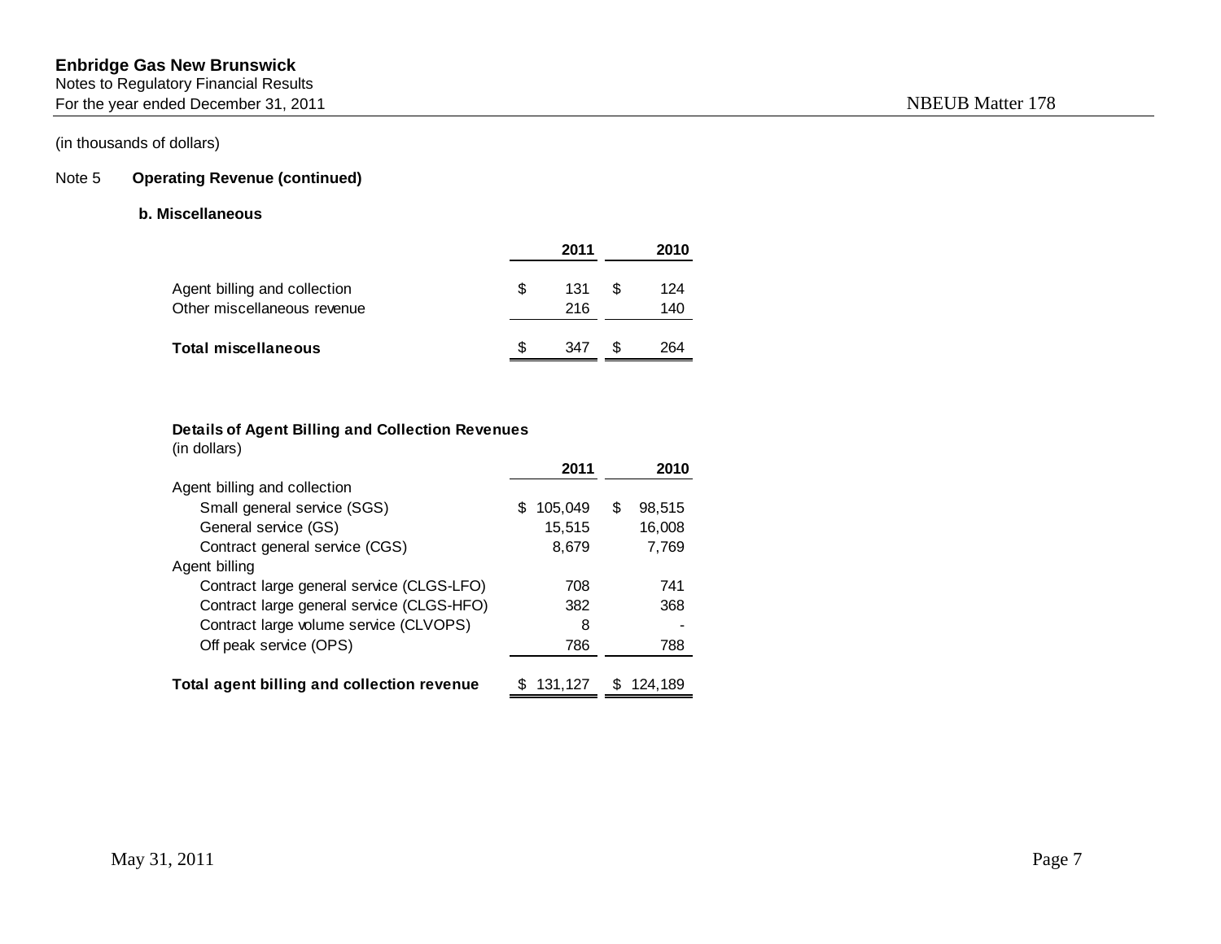(in thousands of dollars)

## Note 5 Operating Revenue (continued)

### b. Miscellaneous

| | 2011 | 2010 |
|---|---|---|
| Agent billing and collection | $ 131 | $ 124 |
| Other miscellaneous revenue | 216 | 140 |
| **Total miscellaneous** | $ 347 | $ 264 |

**Details of Agent Billing and Collection Revenues**
(in dollars)

| | 2011 | 2010 |
|---|---|---|
| Agent billing and collection | | |
| Small general service (SGS) | $ 105,049 | $ 98,515 |
| General service (GS) | 15,515 | 16,008 |
| Contract general service (CGS) | 8,679 | 7,769 |
| Agent billing | | |
| Contract large general service (CLGS-LFO) | 708 | 741 |
| Contract large general service (CLGS-HFO) | 382 | 368 |
| Contract large volume service (CLVOPS) | 8 | - |
| Off peak service (OPS) | 786 | 788 |
| **Total agent billing and collection revenue** | $ 131,127 | $ 124,189 |

May 31, 2011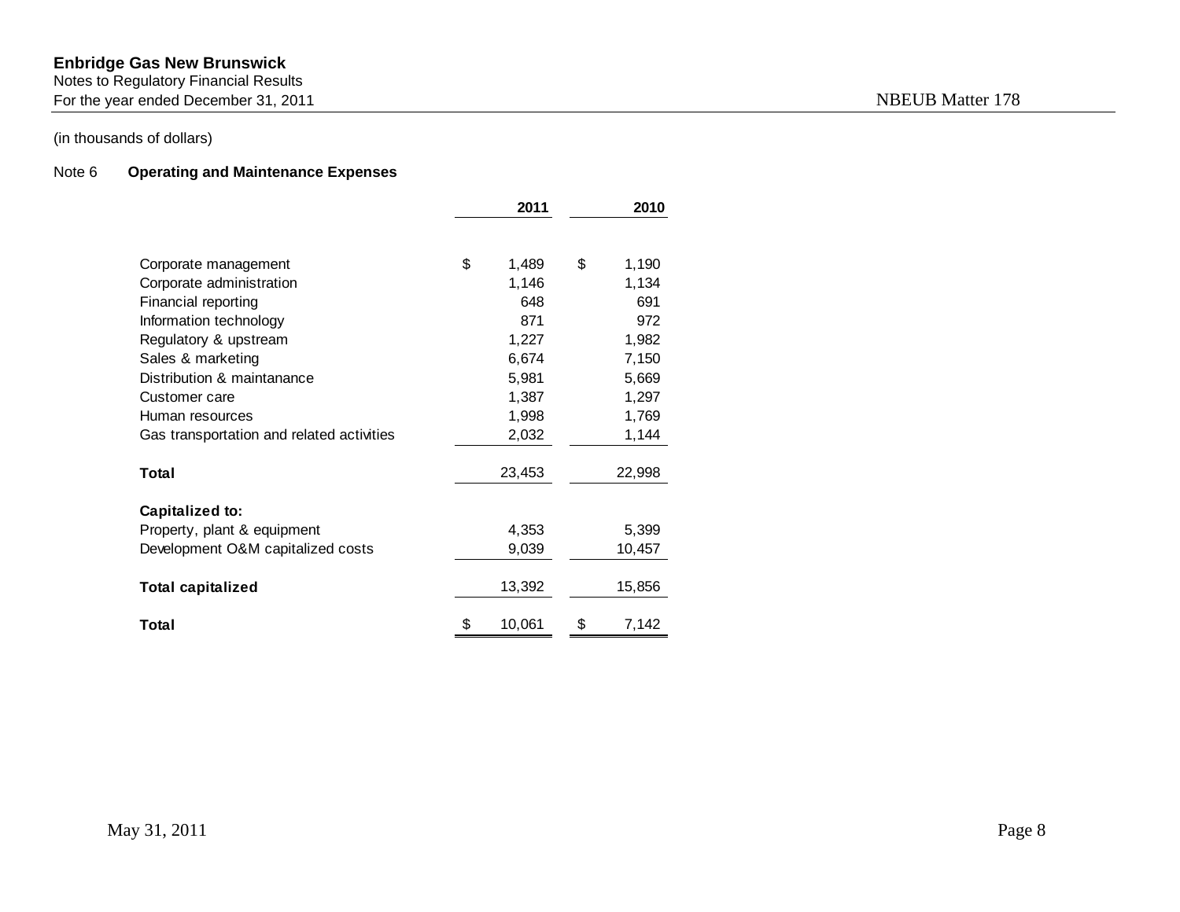(in thousands of dollars)

## Note 6 Operating and Maintenance Expenses

| | 2011 | 2010 |
|---|---|---|
| Corporate management | $ 1,489 | $ 1,190 |
| Corporate administration | 1,146 | 1,134 |
| Financial reporting | 648 | 691 |
| Information technology | 871 | 972 |
| Regulatory & upstream | 1,227 | 1,982 |
| Sales & marketing | 6,674 | 7,150 |
| Distribution & maintanance | 5,981 | 5,669 |
| Customer care | 1,387 | 1,297 |
| Human resources | 1,998 | 1,769 |
| Gas transportation and related activities | 2,032 | 1,144 |
| **Total** | 23,453 | 22,998 |
| **Capitalized to:** | | |
| Property, plant & equipment | 4,353 | 5,399 |
| Development O&M capitalized costs | 9,039 | 10,457 |
| **Total capitalized** | 13,392 | 15,856 |
| **Total** | $ 10,061 | $ 7,142 |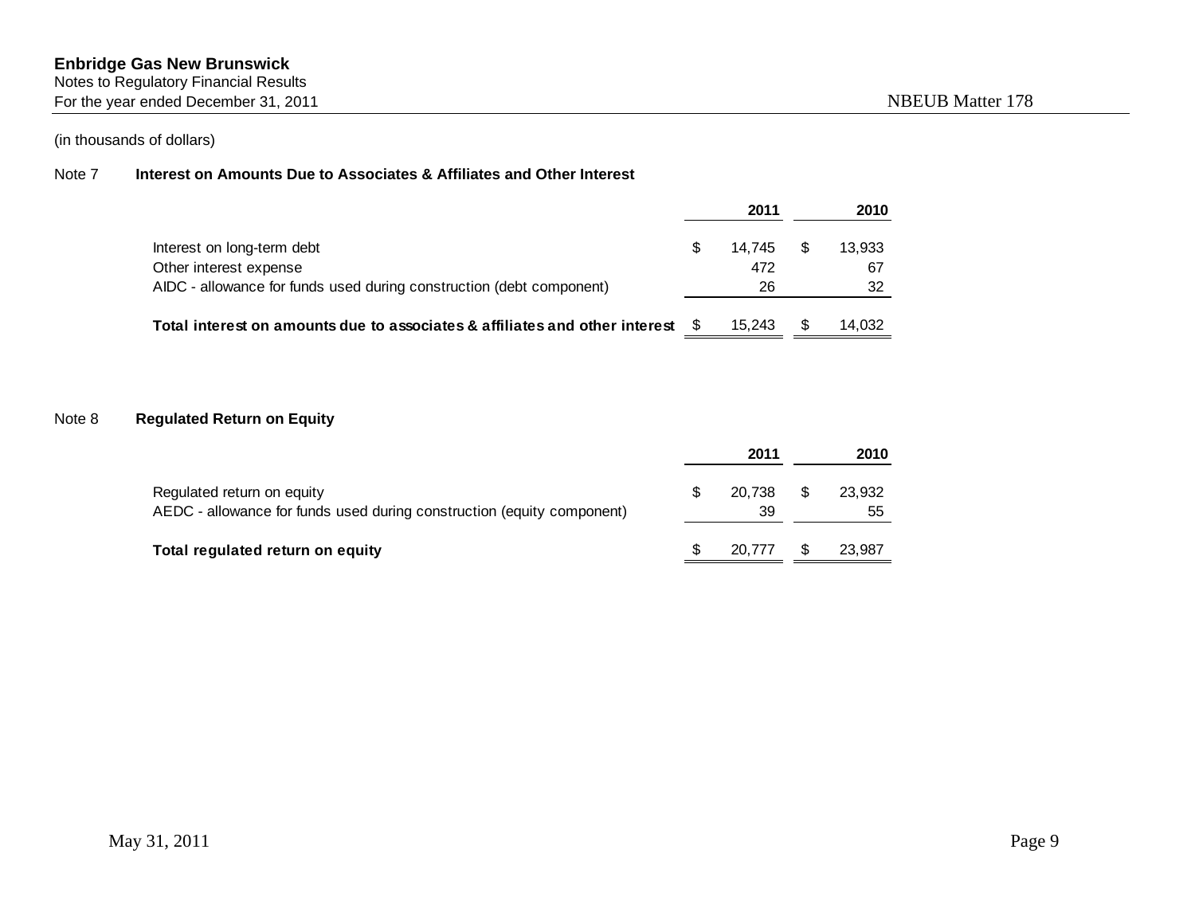(in thousands of dollars)

## Note 7 Interest on Amounts Due to Associates & Affiliates and Other Interest

| | 2011 | 2010 |
|---|---|---|
| Interest on long-term debt | $ 14,745 | $ 13,933 |
| Other interest expense | 472 | 67 |
| AIDC - allowance for funds used during construction (debt component) | 26 | 32 |
| **Total interest on amounts due to associates & affiliates and other interest** | $ 15,243 | $ 14,032 |

## Note 8 Regulated Return on Equity

| | 2011 | 2010 |
|---|---|---|
| Regulated return on equity | $ 20,738 | $ 23,932 |
| AEDC - allowance for funds used during construction (equity component) | 39 | 55 |
| **Total regulated return on equity** | $ 20,777 | $ 23,987 |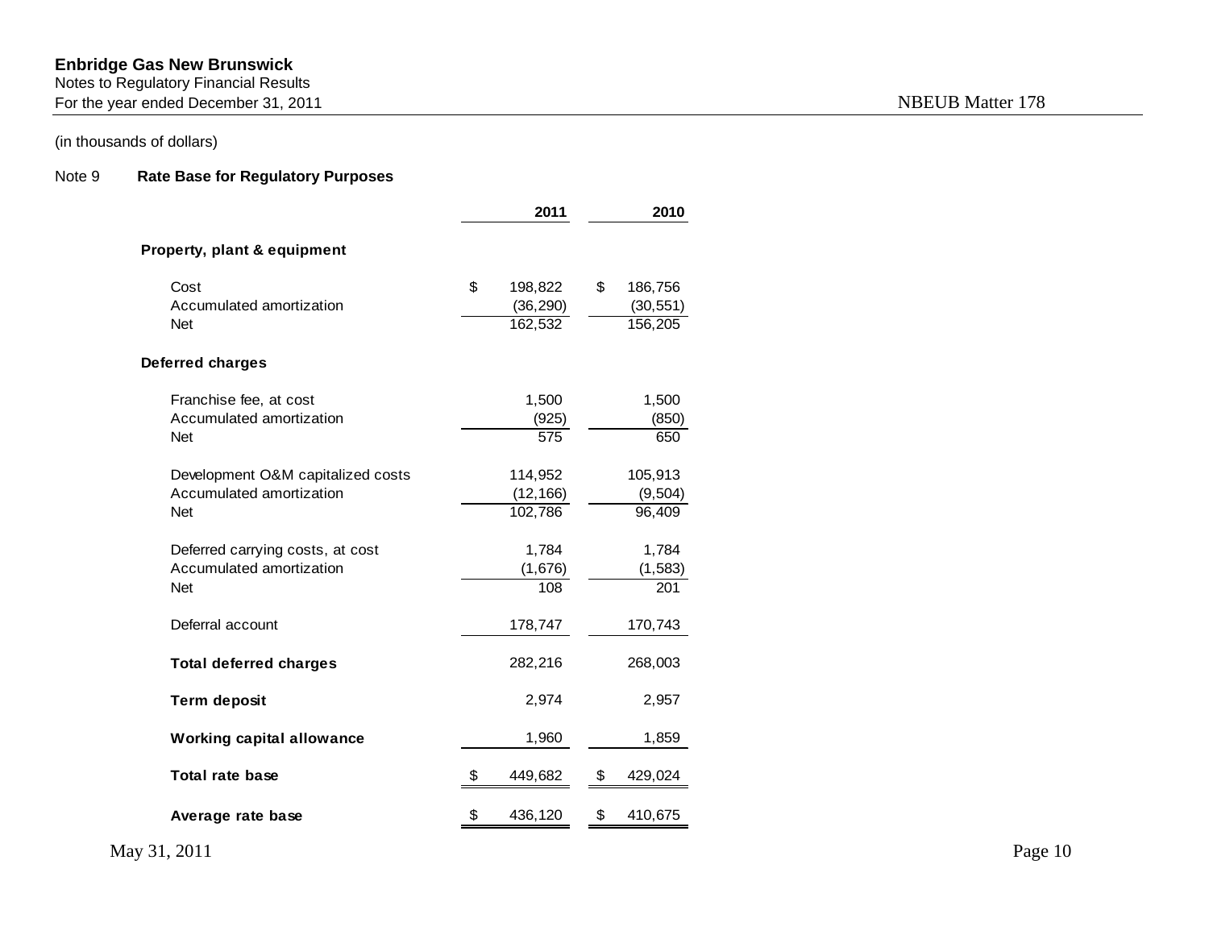**Enbridge Gas New Brunswick**
Notes to Regulatory Financial Results
For the year ended December 31, 2011

NBEUB Matter 178

(in thousands of dollars)

Note 9 **Rate Base for Regulatory Purposes**

| | 2011 | 2010 |
|---|---|---|
| **Property, plant & equipment** | | |
| Cost | $ 198,822 | $ 186,756 |
| Accumulated amortization | (36,290) | (30,551) |
| Net | 162,532 | 156,205 |
| **Deferred charges** | | |
| Franchise fee, at cost | 1,500 | 1,500 |
| Accumulated amortization | (925) | (850) |
| Net | 575 | 650 |
| Development O&M capitalized costs | 114,952 | 105,913 |
| Accumulated amortization | (12,166) | (9,504) |
| Net | 102,786 | 96,409 |
| Deferred carrying costs, at cost | 1,784 | 1,784 |
| Accumulated amortization | (1,676) | (1,583) |
| Net | 108 | 201 |
| Deferral account | 178,747 | 170,743 |
| **Total deferred charges** | 282,216 | 268,003 |
| **Term deposit** | 2,974 | 2,957 |
| **Working capital allowance** | 1,960 | 1,859 |
| **Total rate base** | $ 449,682 | $ 429,024 |
| **Average rate base** | $ 436,120 | $ 410,675 |

May 31, 2011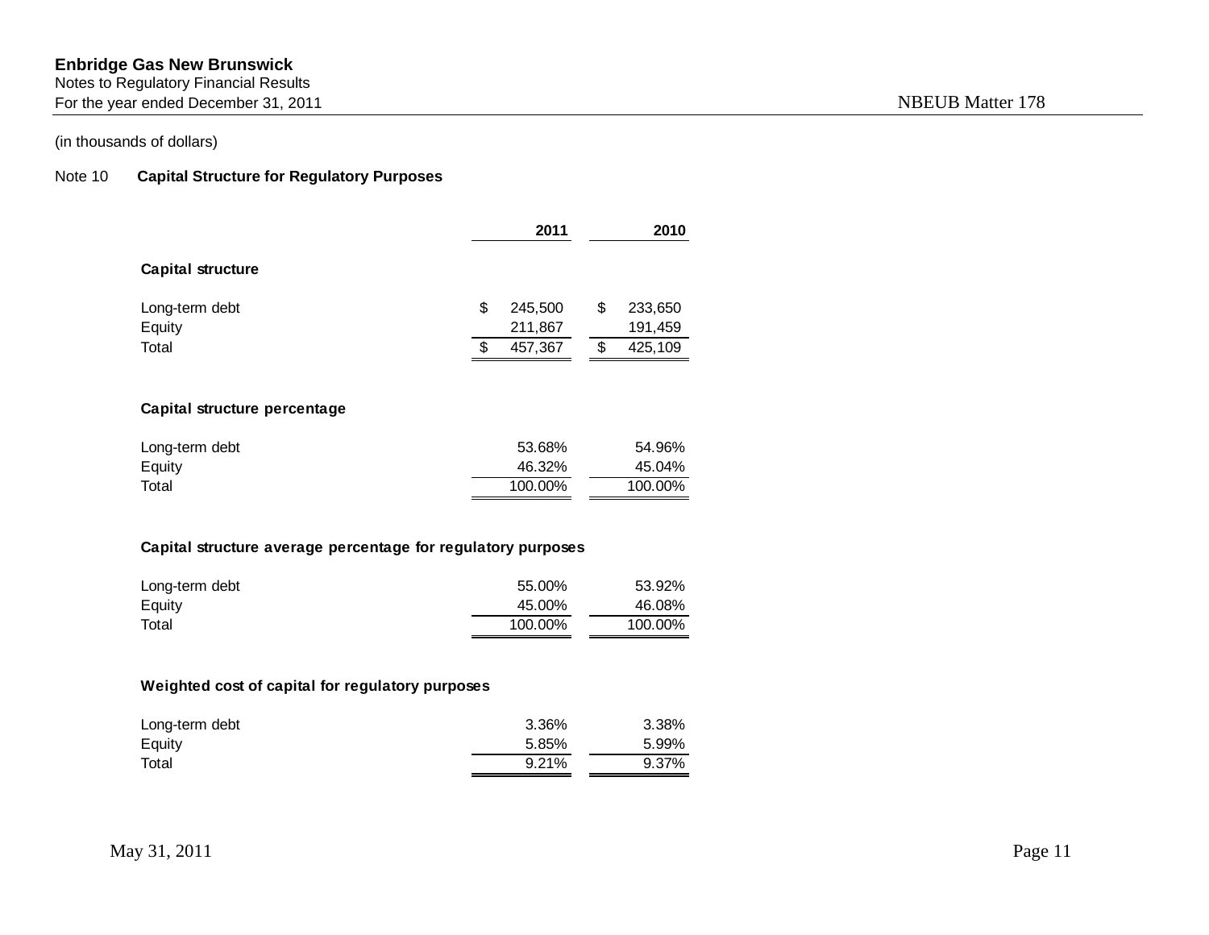**Enbridge Gas New Brunswick**
Notes to Regulatory Financial Results
For the year ended December 31, 2011

(in thousands of dollars)

## Note 10 Capital Structure for Regulatory Purposes

| | 2011 | 2010 |
|---|---|---|
| **Capital structure** | | |
| Long-term debt | $ 245,500 | $ 233,650 |
| Equity | 211,867 | 191,459 |
| Total | $ 457,367 | $ 425,109 |
| **Capital structure percentage** | | |
| Long-term debt | 53.68% | 54.96% |
| Equity | 46.32% | 45.04% |
| Total | 100.00% | 100.00% |
| **Capital structure average percentage for regulatory purposes** | | |
| Long-term debt | 55.00% | 53.92% |
| Equity | 45.00% | 46.08% |
| Total | 100.00% | 100.00% |
| **Weighted cost of capital for regulatory purposes** | | |
| Long-term debt | 3.36% | 3.38% |
| Equity | 5.85% | 5.99% |
| Total | 9.21% | 9.37% |

May 31, 2011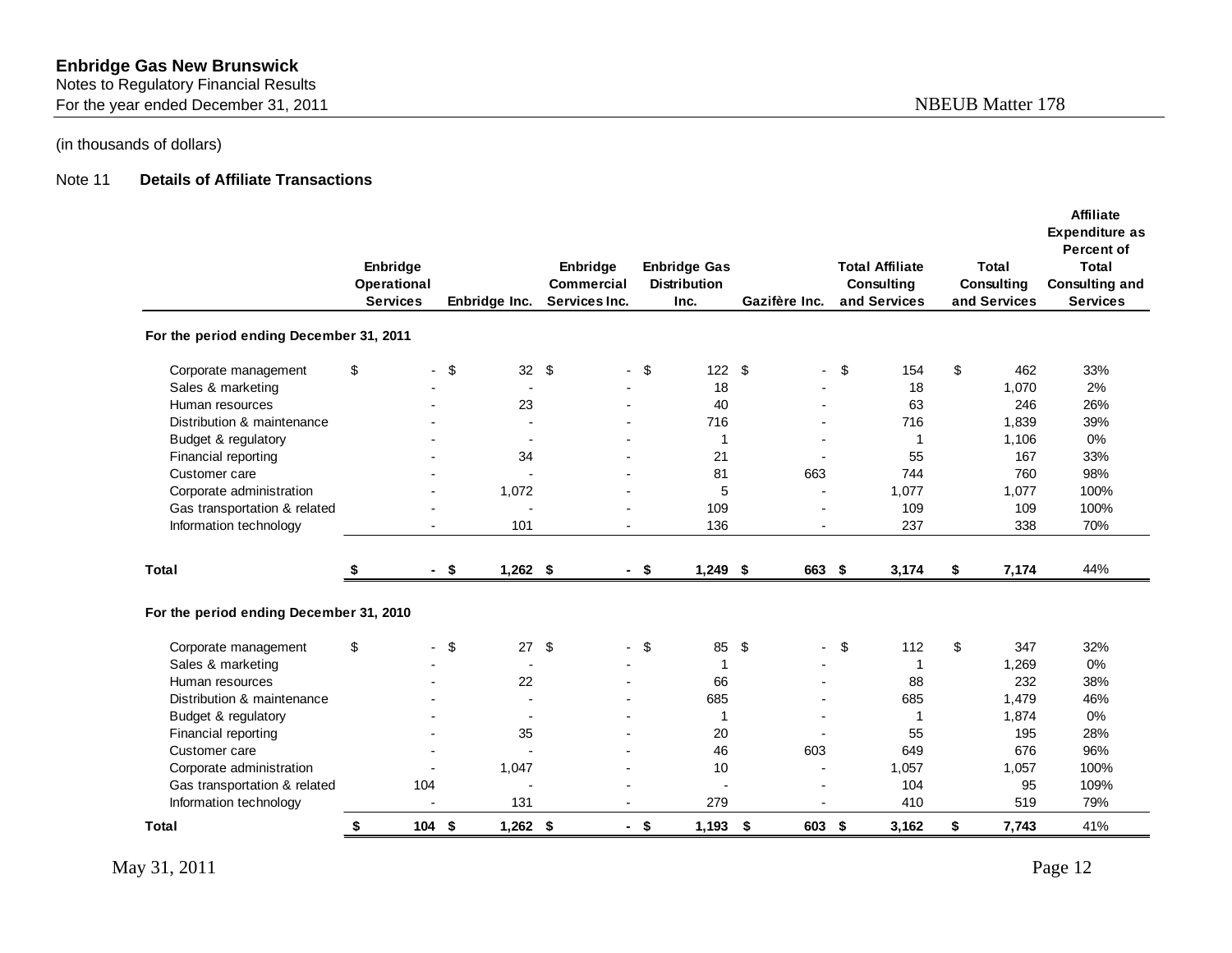**Enbridge Gas New Brunswick**
Notes to Regulatory Financial Results
For the year ended December 31, 2011

NBEUB Matter 178

(in thousands of dollars)

Note 11 **Details of Affiliate Transactions**

| | Enbridge Operational Services | Enbridge Inc. | Enbridge Commercial Services Inc. | Enbridge Gas Distribution Inc. | Gazifère Inc. | Total Affiliate Consulting and Services | Total Consulting and Services | Affiliate Expenditure as Percent of Total Consulting and Services |
|---|---|---|---|---|---|---|---|---|
| **For the period ending December 31, 2011** | | | | | | | | |
| Corporate management | $ - | $ 32 | $ - | $ 122 | $ - | $ 154 | $ 462 | 33% |
| Sales & marketing | - | - | - | 18 | - | 18 | 1,070 | 2% |
| Human resources | - | 23 | - | 40 | - | 63 | 246 | 26% |
| Distribution & maintenance | - | - | - | 716 | - | 716 | 1,839 | 39% |
| Budget & regulatory | - | - | - | 1 | - | 1 | 1,106 | 0% |
| Financial reporting | - | 34 | - | 21 | - | 55 | 167 | 33% |
| Customer care | - | - | - | 81 | 663 | 744 | 760 | 98% |
| Corporate administration | - | 1,072 | - | 5 | - | 1,077 | 1,077 | 100% |
| Gas transportation & related | - | - | - | 109 | - | 109 | 109 | 100% |
| Information technology | - | 101 | - | 136 | - | 237 | 338 | 70% |
| **Total** | **$ -** | **$ 1,262** | **$ -** | **$ 1,249** | **$ 663** | **$ 3,174** | **$ 7,174** | 44% |
| **For the period ending December 31, 2010** | | | | | | | | |
| Corporate management | $ - | $ 27 | $ - | $ 85 | $ - | $ 112 | $ 347 | 32% |
| Sales & marketing | - | - | - | 1 | - | 1 | 1,269 | 0% |
| Human resources | - | 22 | - | 66 | - | 88 | 232 | 38% |
| Distribution & maintenance | - | - | - | 685 | - | 685 | 1,479 | 46% |
| Budget & regulatory | - | - | - | 1 | - | 1 | 1,874 | 0% |
| Financial reporting | - | 35 | - | 20 | - | 55 | 195 | 28% |
| Customer care | - | - | - | 46 | 603 | 649 | 676 | 96% |
| Corporate administration | - | 1,047 | - | 10 | - | 1,057 | 1,057 | 100% |
| Gas transportation & related | 104 | - | - | - | - | 104 | 95 | 109% |
| Information technology | - | 131 | - | 279 | - | 410 | 519 | 79% |
| **Total** | **$ 104** | **$ 1,262** | **$ -** | **$ 1,193** | **$ 603** | **$ 3,162** | **$ 7,743** | 41% |

May 31, 2011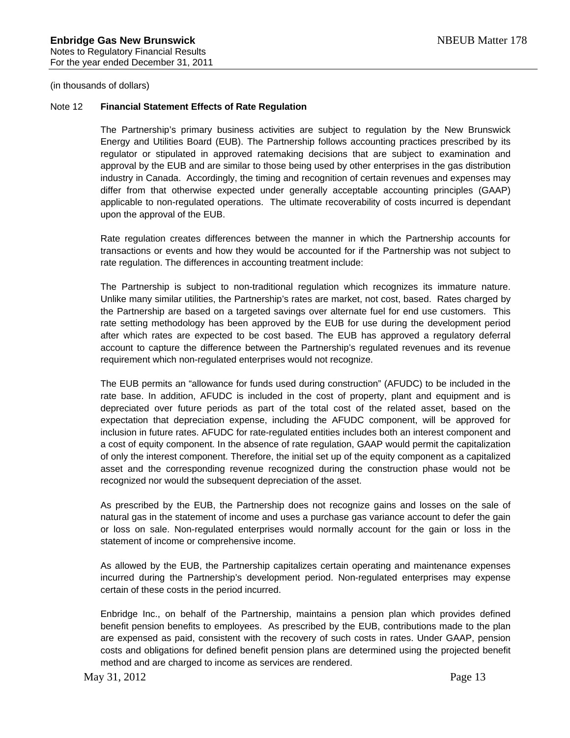(in thousands of dollars)

## Note 12 Financial Statement Effects of Rate Regulation

The Partnership's primary business activities are subject to regulation by the New Brunswick Energy and Utilities Board (EUB). The Partnership follows accounting practices prescribed by its regulator or stipulated in approved ratemaking decisions that are subject to examination and approval by the EUB and are similar to those being used by other enterprises in the gas distribution industry in Canada. Accordingly, the timing and recognition of certain revenues and expenses may differ from that otherwise expected under generally acceptable accounting principles (GAAP) applicable to non-regulated operations. The ultimate recoverability of costs incurred is dependant upon the approval of the EUB.

Rate regulation creates differences between the manner in which the Partnership accounts for transactions or events and how they would be accounted for if the Partnership was not subject to rate regulation. The differences in accounting treatment include:

The Partnership is subject to non-traditional regulation which recognizes its immature nature. Unlike many similar utilities, the Partnership's rates are market, not cost, based. Rates charged by the Partnership are based on a targeted savings over alternate fuel for end use customers. This rate setting methodology has been approved by the EUB for use during the development period after which rates are expected to be cost based. The EUB has approved a regulatory deferral account to capture the difference between the Partnership's regulated revenues and its revenue requirement which non-regulated enterprises would not recognize.

The EUB permits an "allowance for funds used during construction" (AFUDC) to be included in the rate base. In addition, AFUDC is included in the cost of property, plant and equipment and is depreciated over future periods as part of the total cost of the related asset, based on the expectation that depreciation expense, including the AFUDC component, will be approved for inclusion in future rates. AFUDC for rate-regulated entities includes both an interest component and a cost of equity component. In the absence of rate regulation, GAAP would permit the capitalization of only the interest component. Therefore, the initial set up of the equity component as a capitalized asset and the corresponding revenue recognized during the construction phase would not be recognized nor would the subsequent depreciation of the asset.

As prescribed by the EUB, the Partnership does not recognize gains and losses on the sale of natural gas in the statement of income and uses a purchase gas variance account to defer the gain or loss on sale. Non-regulated enterprises would normally account for the gain or loss in the statement of income or comprehensive income.

As allowed by the EUB, the Partnership capitalizes certain operating and maintenance expenses incurred during the Partnership's development period. Non-regulated enterprises may expense certain of these costs in the period incurred.

Enbridge Inc., on behalf of the Partnership, maintains a pension plan which provides defined benefit pension benefits to employees. As prescribed by the EUB, contributions made to the plan are expensed as paid, consistent with the recovery of such costs in rates. Under GAAP, pension costs and obligations for defined benefit pension plans are determined using the projected benefit method and are charged to income as services are rendered.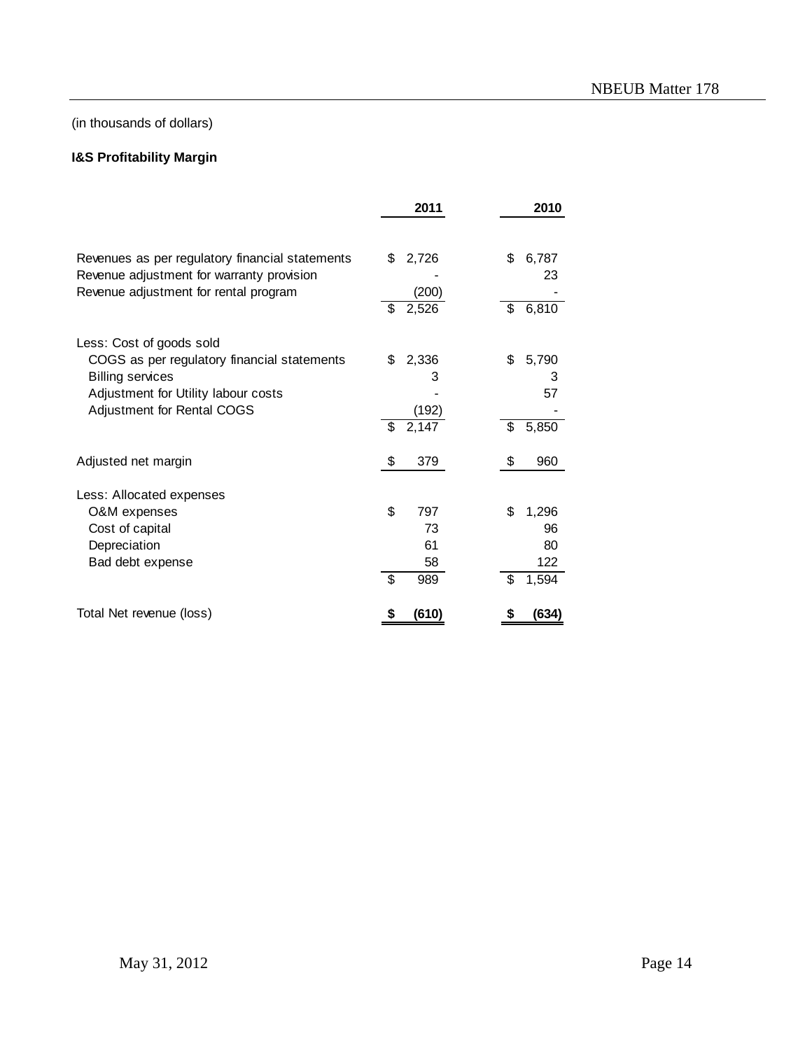(in thousands of dollars)

**I&S Profitability Margin**

| | 2011 | 2010 |
|---|---|---|
| Revenues as per regulatory financial statements | $ 2,726 | $ 6,787 |
| Revenue adjustment for warranty provision | - | 23 |
| Revenue adjustment for rental program | (200) | - |
| | $ 2,526 | $ 6,810 |
| Less: Cost of goods sold | | |
| COGS as per regulatory financial statements | $ 2,336 | $ 5,790 |
| Billing services | 3 | 3 |
| Adjustment for Utility labour costs | - | 57 |
| Adjustment for Rental COGS | (192) | - |
| | $ 2,147 | $ 5,850 |
| Adjusted net margin | $ 379 | $ 960 |
| Less: Allocated expenses | | |
| O&M expenses | $ 797 | $ 1,296 |
| Cost of capital | 73 | 96 |
| Depreciation | 61 | 80 |
| Bad debt expense | 58 | 122 |
| | $ 989 | $ 1,594 |
| Total Net revenue (loss) | **$ (610)** | **$ (634)** |

May 31, 2012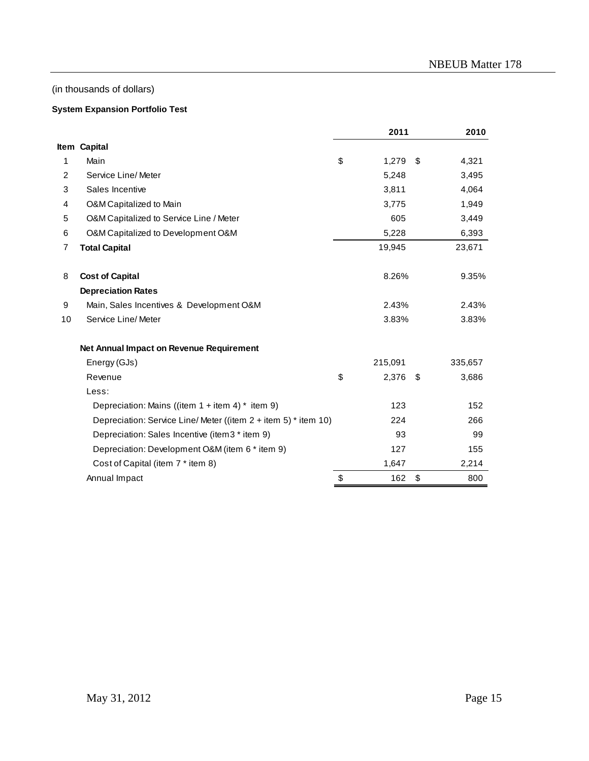(in thousands of dollars)

**System Expansion Portfolio Test**

| Item | | 2011 | 2010 |
|---|---|---|---|
| | **Capital** | | |
| 1 | Main | $ 1,279 | $ 4,321 |
| 2 | Service Line/ Meter | 5,248 | 3,495 |
| 3 | Sales Incentive | 3,811 | 4,064 |
| 4 | O&M Capitalized to Main | 3,775 | 1,949 |
| 5 | O&M Capitalized to Service Line / Meter | 605 | 3,449 |
| 6 | O&M Capitalized to Development O&M | 5,228 | 6,393 |
| 7 | **Total Capital** | 19,945 | 23,671 |
| | | | |
| 8 | **Cost of Capital** | 8.26% | 9.35% |
| | **Depreciation Rates** | | |
| 9 | Main, Sales Incentives & Development O&M | 2.43% | 2.43% |
| 10 | Service Line/ Meter | 3.83% | 3.83% |
| | | | |
| | **Net Annual Impact on Revenue Requirement** | | |
| | Energy (GJs) | 215,091 | 335,657 |
| | Revenue | $ 2,376 | $ 3,686 |
| | Less: | | |
| | Depreciation: Mains ((item 1 + item 4) * item 9) | 123 | 152 |
| | Depreciation: Service Line/ Meter ((item 2 + item 5) * item 10) | 224 | 266 |
| | Depreciation: Sales Incentive (item3 * item 9) | 93 | 99 |
| | Depreciation: Development O&M (item 6 * item 9) | 127 | 155 |
| | Cost of Capital (item 7 * item 8) | 1,647 | 2,214 |
| | Annual Impact | $ 162 | $ 800 |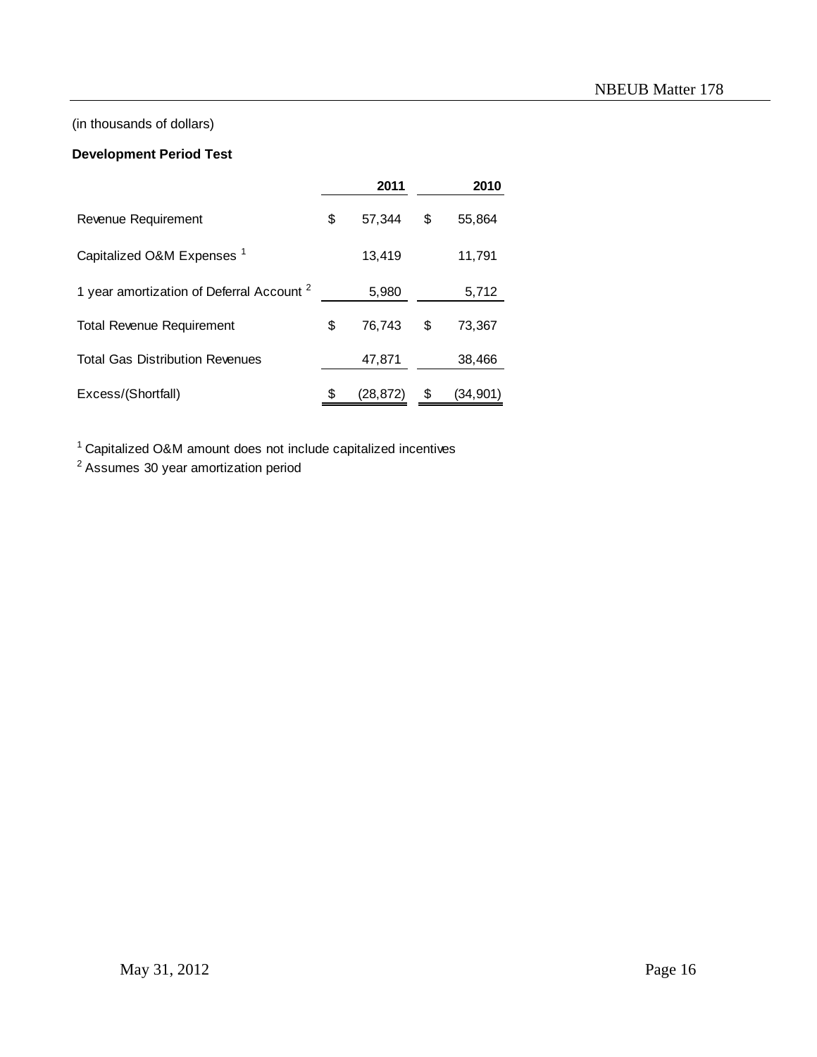(in thousands of dollars)

**Development Period Test**

| | 2011 | 2010 |
|---|---|---|
| Revenue Requirement | $ 57,344 | $ 55,864 |
| Capitalized O&M Expenses [1] | 13,419 | 11,791 |
| 1 year amortization of Deferral Account [2] | 5,980 | 5,712 |
| Total Revenue Requirement | $ 76,743 | $ 73,367 |
| Total Gas Distribution Revenues | 47,871 | 38,466 |
| Excess/(Shortfall) | $ (28,872) | $ (34,901) |

[1] Capitalized O&M amount does not include capitalized incentives

[2] Assumes 30 year amortization period